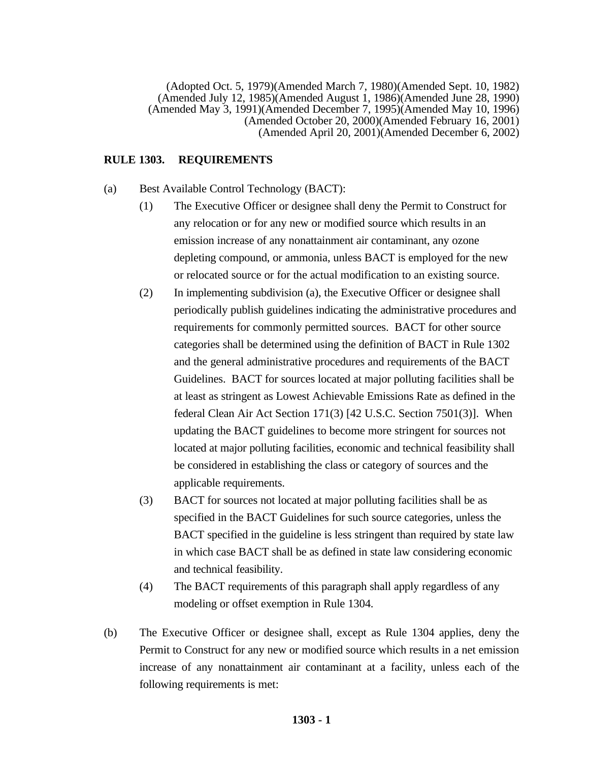(Adopted Oct. 5, 1979)(Amended March 7, 1980)(Amended Sept. 10, 1982)
(Amended July 12, 1985)(Amended August 1, 1986)(Amended June 28, 1990)
(Amended May 3, 1991)(Amended December 7, 1995)(Amended May 10, 1996)
(Amended October 20, 2000)(Amended February 16, 2001)
(Amended April 20, 2001)(Amended December 6, 2002)

# RULE 1303. REQUIREMENTS

(a) Best Available Control Technology (BACT):

(1) The Executive Officer or designee shall deny the Permit to Construct for any relocation or for any new or modified source which results in an emission increase of any nonattainment air contaminant, any ozone depleting compound, or ammonia, unless BACT is employed for the new or relocated source or for the actual modification to an existing source.

(2) In implementing subdivision (a), the Executive Officer or designee shall periodically publish guidelines indicating the administrative procedures and requirements for commonly permitted sources. BACT for other source categories shall be determined using the definition of BACT in Rule 1302 and the general administrative procedures and requirements of the BACT Guidelines. BACT for sources located at major polluting facilities shall be at least as stringent as Lowest Achievable Emissions Rate as defined in the federal Clean Air Act Section 171(3) [42 U.S.C. Section 7501(3)]. When updating the BACT guidelines to become more stringent for sources not located at major polluting facilities, economic and technical feasibility shall be considered in establishing the class or category of sources and the applicable requirements.

(3) BACT for sources not located at major polluting facilities shall be as specified in the BACT Guidelines for such source categories, unless the BACT specified in the guideline is less stringent than required by state law in which case BACT shall be as defined in state law considering economic and technical feasibility.

(4) The BACT requirements of this paragraph shall apply regardless of any modeling or offset exemption in Rule 1304.

(b) The Executive Officer or designee shall, except as Rule 1304 applies, deny the Permit to Construct for any new or modified source which results in a net emission increase of any nonattainment air contaminant at a facility, unless each of the following requirements is met: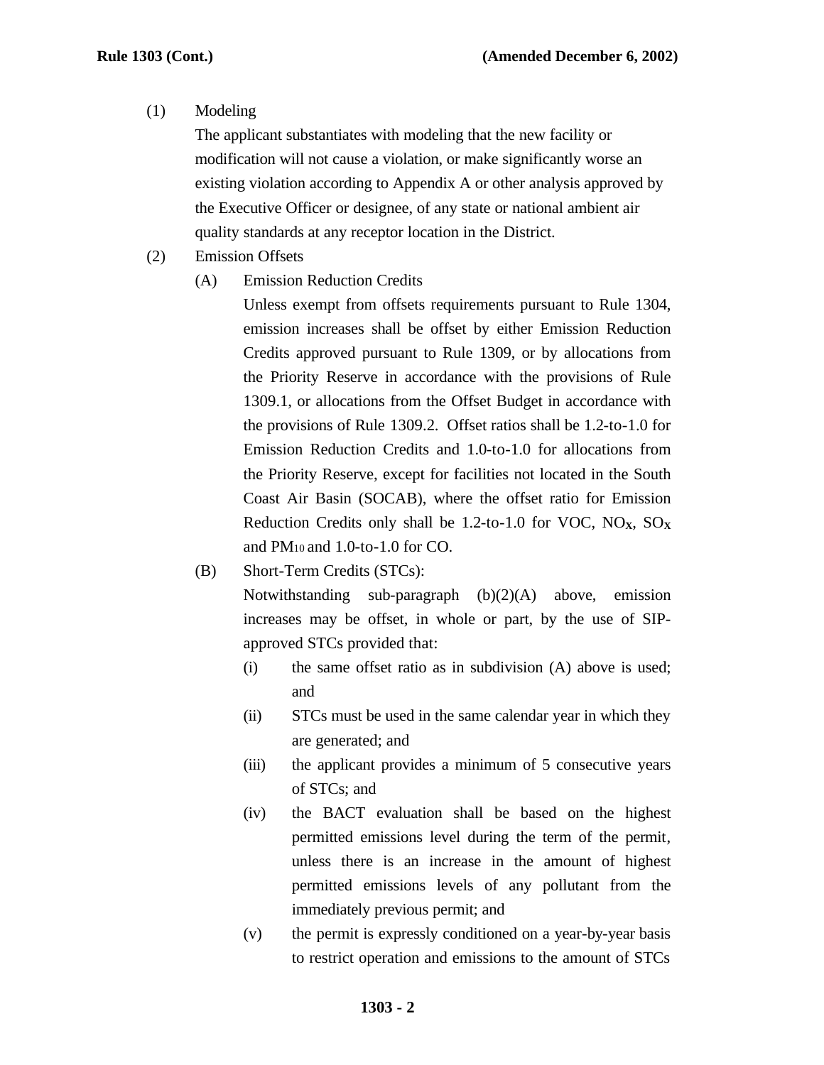(1) Modeling

The applicant substantiates with modeling that the new facility or modification will not cause a violation, or make significantly worse an existing violation according to Appendix A or other analysis approved by the Executive Officer or designee, of any state or national ambient air quality standards at any receptor location in the District.

(2) Emission Offsets

(A) Emission Reduction Credits

Unless exempt from offsets requirements pursuant to Rule 1304, emission increases shall be offset by either Emission Reduction Credits approved pursuant to Rule 1309, or by allocations from the Priority Reserve in accordance with the provisions of Rule 1309.1, or allocations from the Offset Budget in accordance with the provisions of Rule 1309.2. Offset ratios shall be 1.2-to-1.0 for Emission Reduction Credits and 1.0-to-1.0 for allocations from the Priority Reserve, except for facilities not located in the South Coast Air Basin (SOCAB), where the offset ratio for Emission Reduction Credits only shall be 1.2-to-1.0 for VOC, $NO_X$, $SO_X$ and $PM_{10}$ and 1.0-to-1.0 for CO.

(B) Short-Term Credits (STCs):

Notwithstanding sub-paragraph (b)(2)(A) above, emission increases may be offset, in whole or part, by the use of SIP-approved STCs provided that:

(i) the same offset ratio as in subdivision (A) above is used; and

(ii) STCs must be used in the same calendar year in which they are generated; and

(iii) the applicant provides a minimum of 5 consecutive years of STCs; and

(iv) the BACT evaluation shall be based on the highest permitted emissions level during the term of the permit, unless there is an increase in the amount of highest permitted emissions levels of any pollutant from the immediately previous permit; and

(v) the permit is expressly conditioned on a year-by-year basis to restrict operation and emissions to the amount of STCs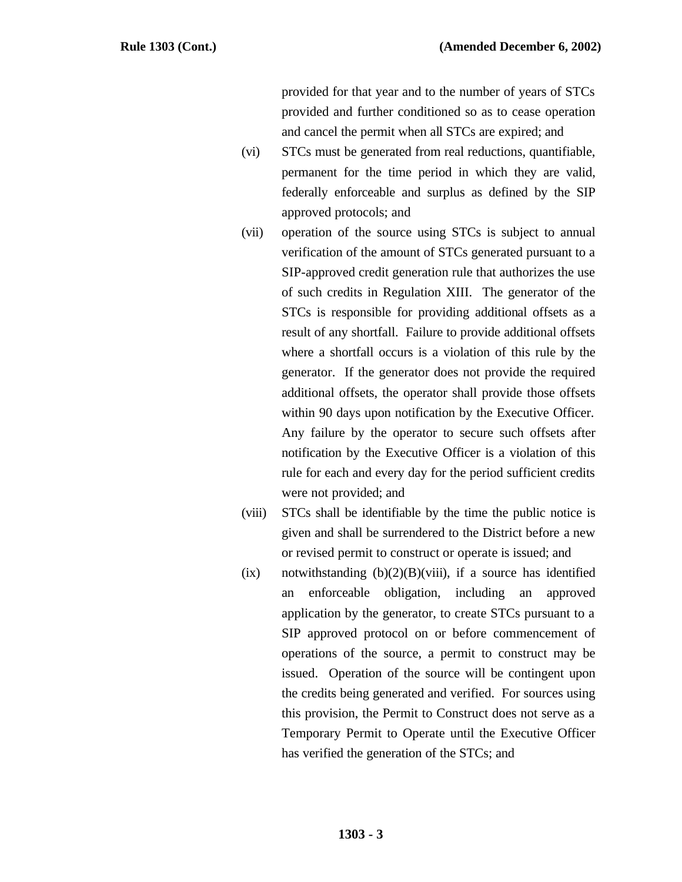provided for that year and to the number of years of STCs provided and further conditioned so as to cease operation and cancel the permit when all STCs are expired; and

(vi) STCs must be generated from real reductions, quantifiable, permanent for the time period in which they are valid, federally enforceable and surplus as defined by the SIP approved protocols; and

(vii) operation of the source using STCs is subject to annual verification of the amount of STCs generated pursuant to a SIP-approved credit generation rule that authorizes the use of such credits in Regulation XIII. The generator of the STCs is responsible for providing additional offsets as a result of any shortfall. Failure to provide additional offsets where a shortfall occurs is a violation of this rule by the generator. If the generator does not provide the required additional offsets, the operator shall provide those offsets within 90 days upon notification by the Executive Officer. Any failure by the operator to secure such offsets after notification by the Executive Officer is a violation of this rule for each and every day for the period sufficient credits were not provided; and

(viii) STCs shall be identifiable by the time the public notice is given and shall be surrendered to the District before a new or revised permit to construct or operate is issued; and

(ix) notwithstanding (b)(2)(B)(viii), if a source has identified an enforceable obligation, including an approved application by the generator, to create STCs pursuant to a SIP approved protocol on or before commencement of operations of the source, a permit to construct may be issued. Operation of the source will be contingent upon the credits being generated and verified. For sources using this provision, the Permit to Construct does not serve as a Temporary Permit to Operate until the Executive Officer has verified the generation of the STCs; and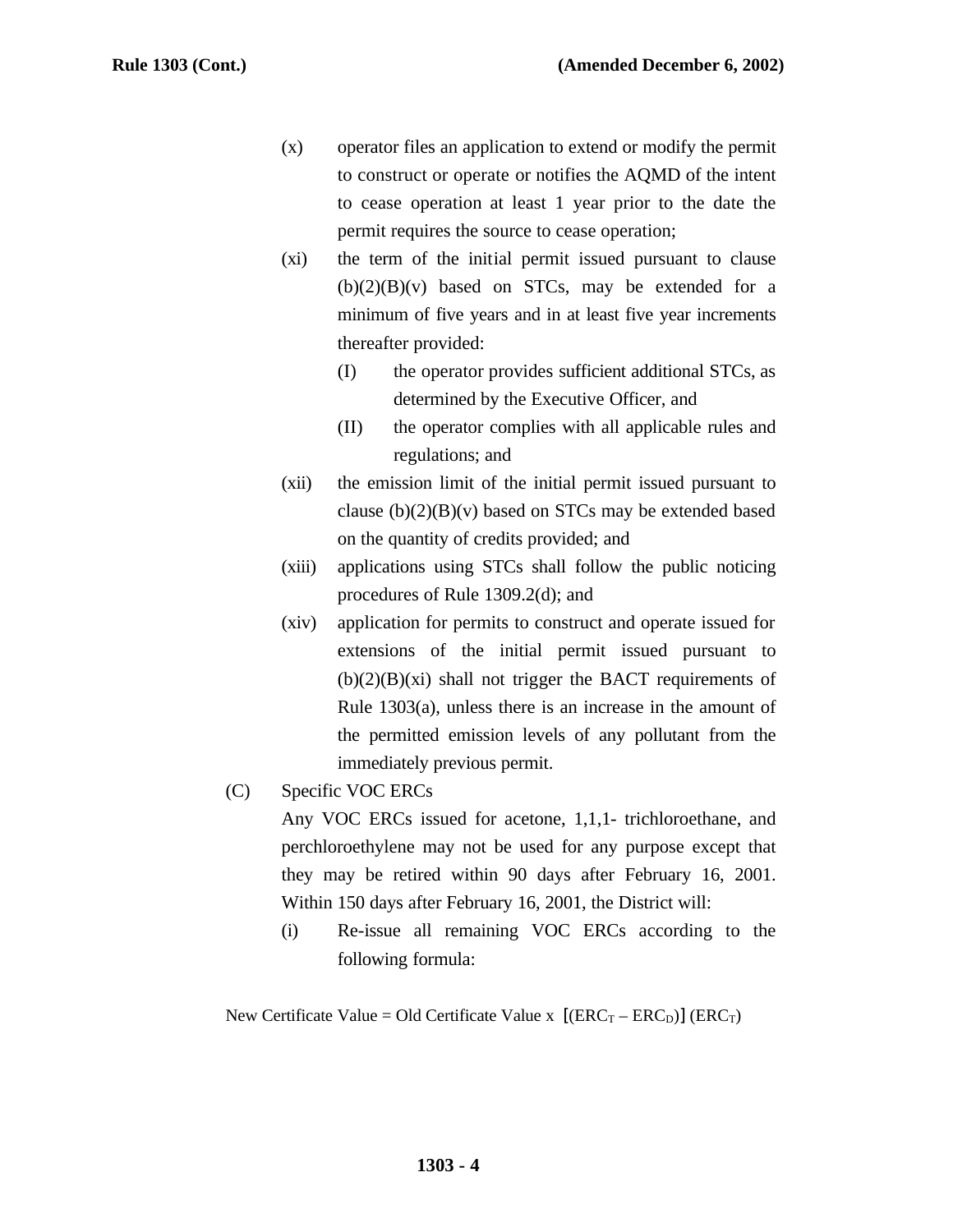(x) operator files an application to extend or modify the permit to construct or operate or notifies the AQMD of the intent to cease operation at least 1 year prior to the date the permit requires the source to cease operation;

(xi) the term of the initial permit issued pursuant to clause (b)(2)(B)(v) based on STCs, may be extended for a minimum of five years and in at least five year increments thereafter provided:

(I) the operator provides sufficient additional STCs, as determined by the Executive Officer, and

(II) the operator complies with all applicable rules and regulations; and

(xii) the emission limit of the initial permit issued pursuant to clause (b)(2)(B)(v) based on STCs may be extended based on the quantity of credits provided; and

(xiii) applications using STCs shall follow the public noticing procedures of Rule 1309.2(d); and

(xiv) application for permits to construct and operate issued for extensions of the initial permit issued pursuant to (b)(2)(B)(xi) shall not trigger the BACT requirements of Rule 1303(a), unless there is an increase in the amount of the permitted emission levels of any pollutant from the immediately previous permit.

(C) Specific VOC ERCs

Any VOC ERCs issued for acetone, 1,1,1- trichloroethane, and perchloroethylene may not be used for any purpose except that they may be retired within 90 days after February 16, 2001. Within 150 days after February 16, 2001, the District will:

(i) Re-issue all remaining VOC ERCs according to the following formula:

$$\text{New Certificate Value} = \text{Old Certificate Value} \times [(ERC_T - ERC_D)] (ERC_T)$$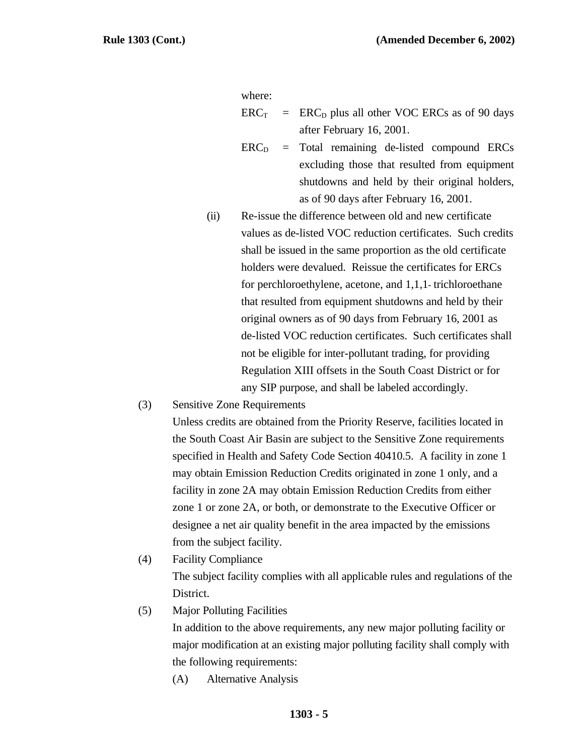where:

$ERC_T$ = $ERC_D$ plus all other VOC ERCs as of 90 days after February 16, 2001.

$ERC_D$ = Total remaining de-listed compound ERCs excluding those that resulted from equipment shutdowns and held by their original holders, as of 90 days after February 16, 2001.

(ii) Re-issue the difference between old and new certificate values as de-listed VOC reduction certificates. Such credits shall be issued in the same proportion as the old certificate holders were devalued. Reissue the certificates for ERCs for perchloroethylene, acetone, and 1,1,1- trichloroethane that resulted from equipment shutdowns and held by their original owners as of 90 days from February 16, 2001 as de-listed VOC reduction certificates. Such certificates shall not be eligible for inter-pollutant trading, for providing Regulation XIII offsets in the South Coast District or for any SIP purpose, and shall be labeled accordingly.

(3) Sensitive Zone Requirements

Unless credits are obtained from the Priority Reserve, facilities located in the South Coast Air Basin are subject to the Sensitive Zone requirements specified in Health and Safety Code Section 40410.5. A facility in zone 1 may obtain Emission Reduction Credits originated in zone 1 only, and a facility in zone 2A may obtain Emission Reduction Credits from either zone 1 or zone 2A, or both, or demonstrate to the Executive Officer or designee a net air quality benefit in the area impacted by the emissions from the subject facility.

(4) Facility Compliance

The subject facility complies with all applicable rules and regulations of the District.

(5) Major Polluting Facilities

In addition to the above requirements, any new major polluting facility or major modification at an existing major polluting facility shall comply with the following requirements:

(A) Alternative Analysis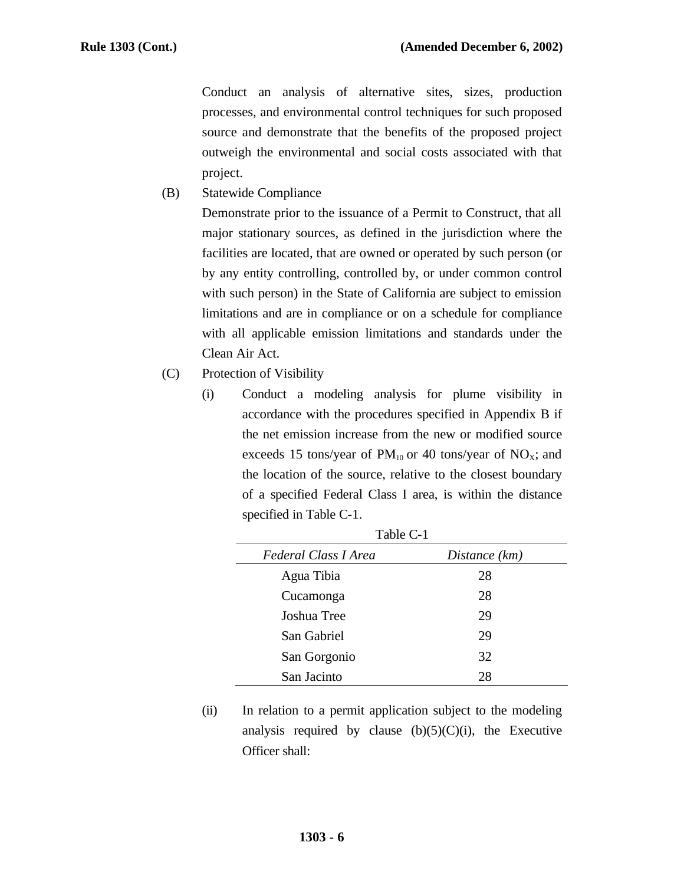Conduct an analysis of alternative sites, sizes, production processes, and environmental control techniques for such proposed source and demonstrate that the benefits of the proposed project outweigh the environmental and social costs associated with that project.

(B) Statewide Compliance

Demonstrate prior to the issuance of a Permit to Construct, that all major stationary sources, as defined in the jurisdiction where the facilities are located, that are owned or operated by such person (or by any entity controlling, controlled by, or under common control with such person) in the State of California are subject to emission limitations and are in compliance or on a schedule for compliance with all applicable emission limitations and standards under the Clean Air Act.

(C) Protection of Visibility

(i) Conduct a modeling analysis for plume visibility in accordance with the procedures specified in Appendix B if the net emission increase from the new or modified source exceeds 15 tons/year of $PM_{10}$ or 40 tons/year of $NO_X$; and the location of the source, relative to the closest boundary of a specified Federal Class I area, is within the distance specified in Table C-1.

Table C-1

| *Federal Class I Area* | *Distance (km)* |
|---|---|
| Agua Tibia | 28 |
| Cucamonga | 28 |
| Joshua Tree | 29 |
| San Gabriel | 29 |
| San Gorgonio | 32 |
| San Jacinto | 28 |

(ii) In relation to a permit application subject to the modeling analysis required by clause (b)(5)(C)(i), the Executive Officer shall: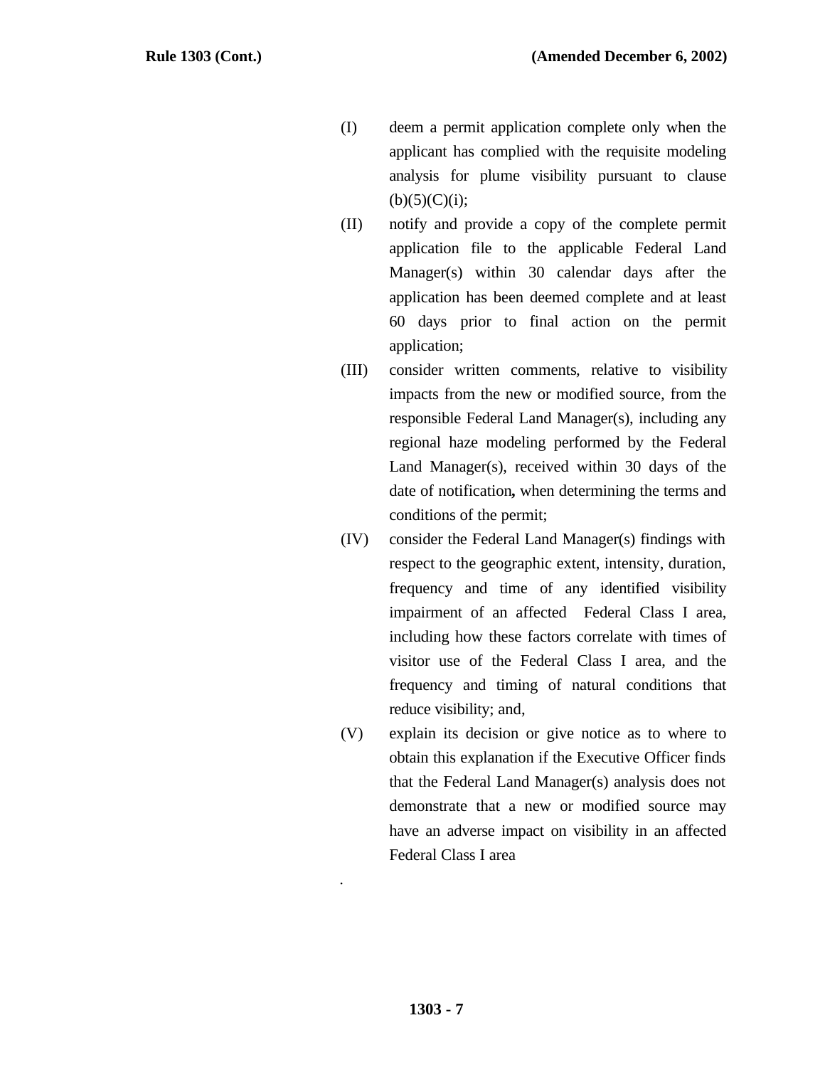(I) deem a permit application complete only when the applicant has complied with the requisite modeling analysis for plume visibility pursuant to clause (b)(5)(C)(i);

(II) notify and provide a copy of the complete permit application file to the applicable Federal Land Manager(s) within 30 calendar days after the application has been deemed complete and at least 60 days prior to final action on the permit application;

(III) consider written comments, relative to visibility impacts from the new or modified source, from the responsible Federal Land Manager(s), including any regional haze modeling performed by the Federal Land Manager(s), received within 30 days of the date of notification**,** when determining the terms and conditions of the permit;

(IV) consider the Federal Land Manager(s) findings with respect to the geographic extent, intensity, duration, frequency and time of any identified visibility impairment of an affected Federal Class I area, including how these factors correlate with times of visitor use of the Federal Class I area, and the frequency and timing of natural conditions that reduce visibility; and,

(V) explain its decision or give notice as to where to obtain this explanation if the Executive Officer finds that the Federal Land Manager(s) analysis does not demonstrate that a new or modified source may have an adverse impact on visibility in an affected Federal Class I area

.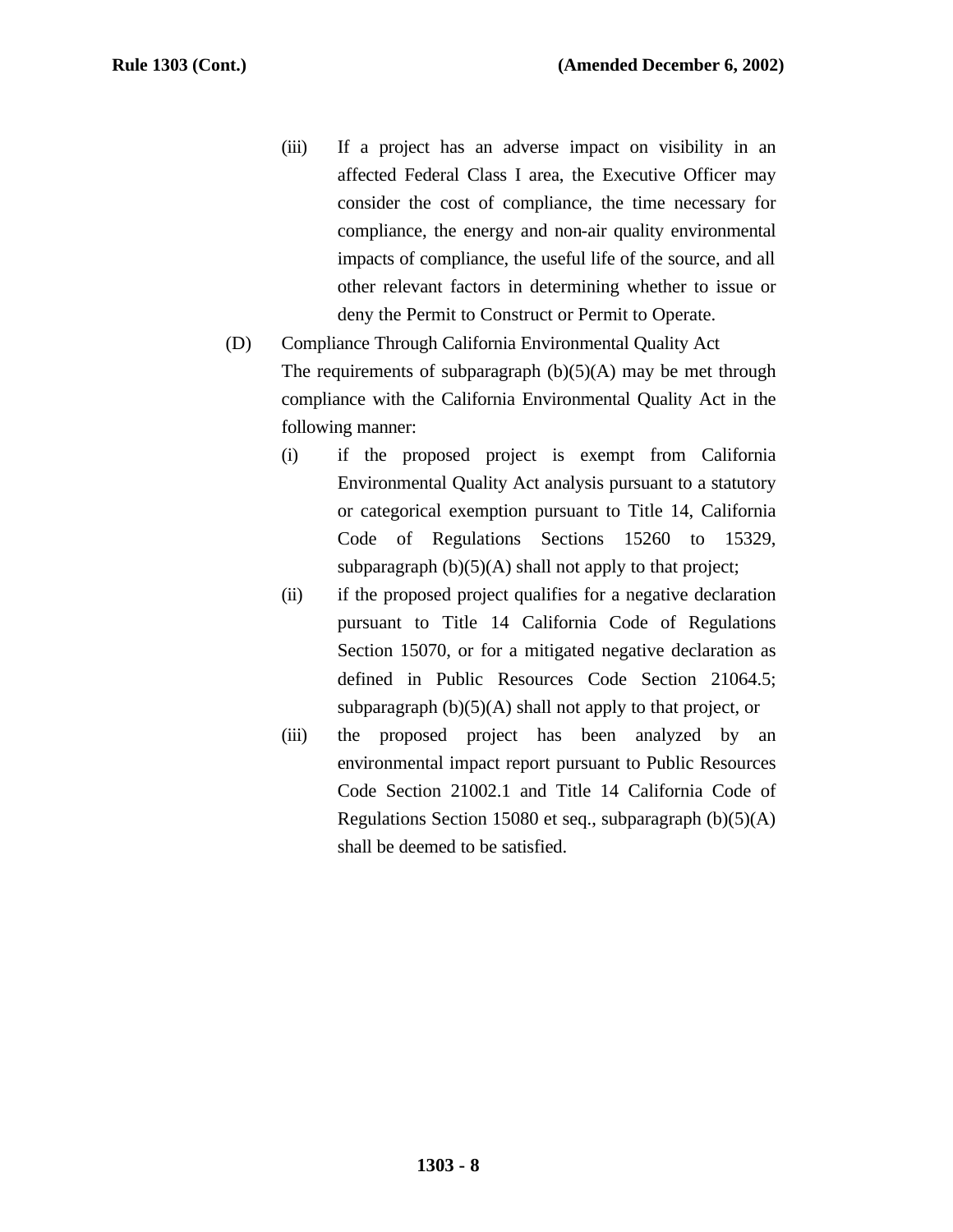(iii) If a project has an adverse impact on visibility in an affected Federal Class I area, the Executive Officer may consider the cost of compliance, the time necessary for compliance, the energy and non-air quality environmental impacts of compliance, the useful life of the source, and all other relevant factors in determining whether to issue or deny the Permit to Construct or Permit to Operate.

(D) Compliance Through California Environmental Quality Act

The requirements of subparagraph (b)(5)(A) may be met through compliance with the California Environmental Quality Act in the following manner:

(i) if the proposed project is exempt from California Environmental Quality Act analysis pursuant to a statutory or categorical exemption pursuant to Title 14, California Code of Regulations Sections 15260 to 15329, subparagraph (b)(5)(A) shall not apply to that project;

(ii) if the proposed project qualifies for a negative declaration pursuant to Title 14 California Code of Regulations Section 15070, or for a mitigated negative declaration as defined in Public Resources Code Section 21064.5; subparagraph (b)(5)(A) shall not apply to that project, or

(iii) the proposed project has been analyzed by an environmental impact report pursuant to Public Resources Code Section 21002.1 and Title 14 California Code of Regulations Section 15080 et seq., subparagraph (b)(5)(A) shall be deemed to be satisfied.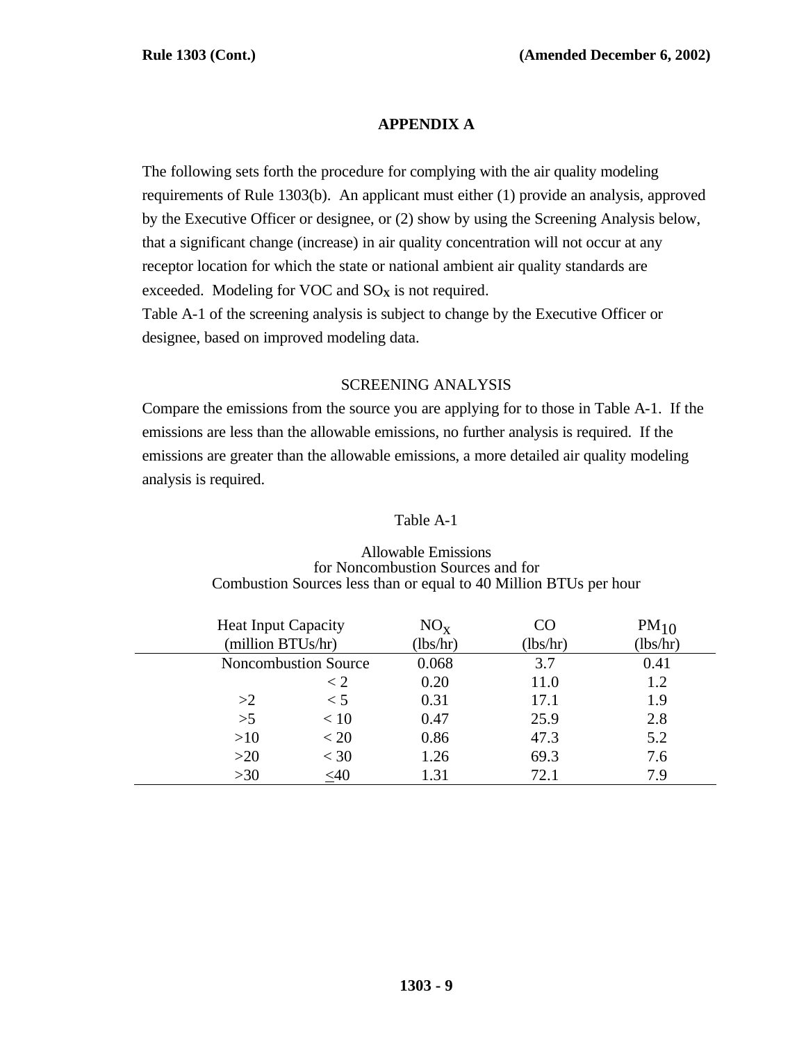## APPENDIX A

The following sets forth the procedure for complying with the air quality modeling requirements of Rule 1303(b). An applicant must either (1) provide an analysis, approved by the Executive Officer or designee, or (2) show by using the Screening Analysis below, that a significant change (increase) in air quality concentration will not occur at any receptor location for which the state or national ambient air quality standards are exceeded. Modeling for VOC and $SO_x$ is not required.

Table A-1 of the screening analysis is subject to change by the Executive Officer or designee, based on improved modeling data.

### SCREENING ANALYSIS

Compare the emissions from the source you are applying for to those in Table A-1. If the emissions are less than the allowable emissions, no further analysis is required. If the emissions are greater than the allowable emissions, a more detailed air quality modeling analysis is required.

Table A-1

Allowable Emissions
for Noncombustion Sources and for
Combustion Sources less than or equal to 40 Million BTUs per hour

| Heat Input Capacity (million BTUs/hr) | | $NO_X$ (lbs/hr) | CO (lbs/hr) | $PM_{10}$ (lbs/hr) |
|---|---|---|---|---|
| Noncombustion Source | | 0.068 | 3.7 | 0.41 |
| | < 2 | 0.20 | 11.0 | 1.2 |
| >2 | < 5 | 0.31 | 17.1 | 1.9 |
| >5 | < 10 | 0.47 | 25.9 | 2.8 |
| >10 | < 20 | 0.86 | 47.3 | 5.2 |
| >20 | < 30 | 1.26 | 69.3 | 7.6 |
| >30 | ≤40 | 1.31 | 72.1 | 7.9 |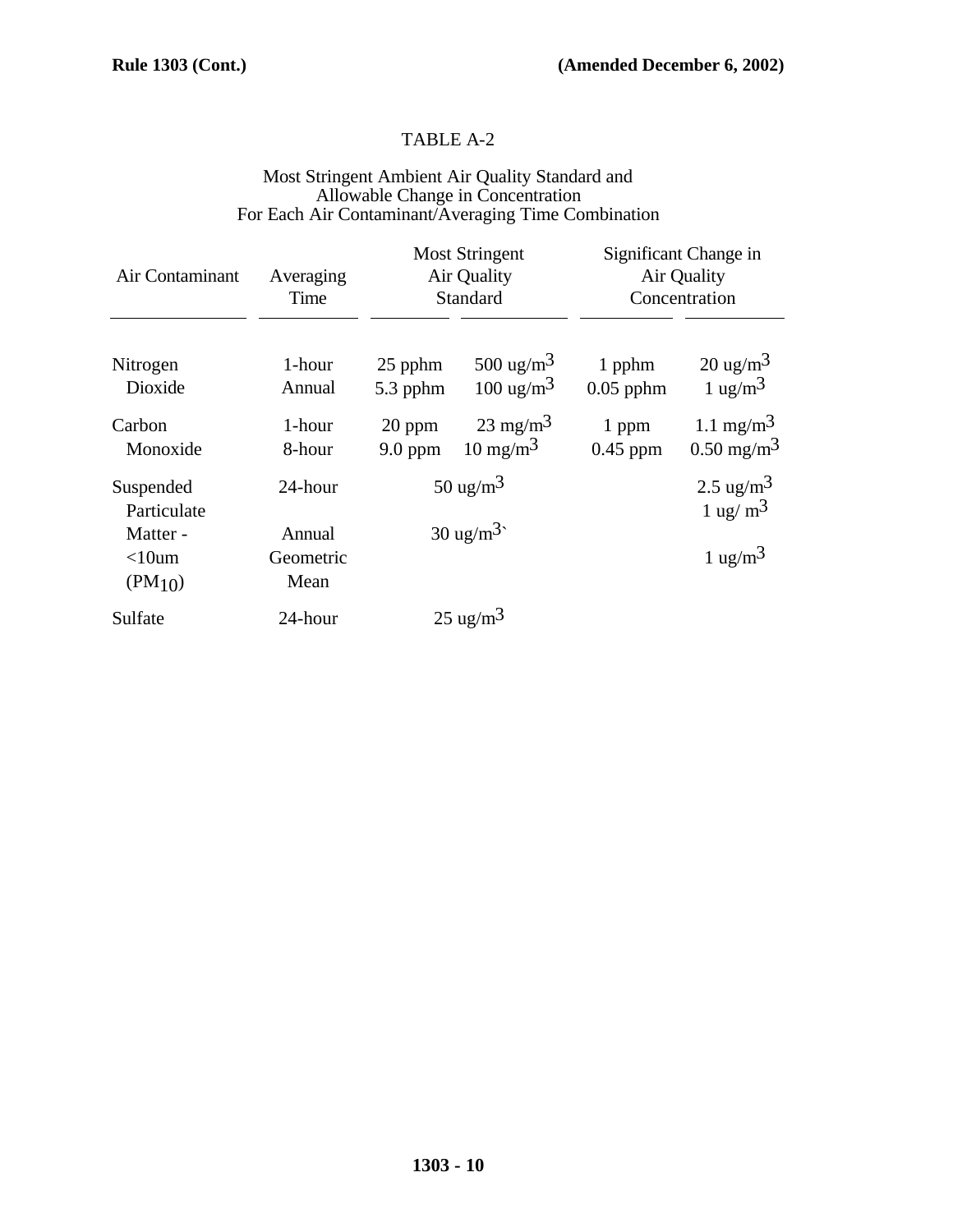# TABLE A-2

Most Stringent Ambient Air Quality Standard and
Allowable Change in Concentration
For Each Air Contaminant/Averaging Time Combination

| Air Contaminant | Averaging Time | Most Stringent Air Quality Standard | | Significant Change in Air Quality Concentration | |
|---|---|---|---|---|---|
| Nitrogen Dioxide | 1-hour | 25 pphm | 500 ug/m$^3$ | 1 pphm | 20 ug/m$^3$ |
| | Annual | 5.3 pphm | 100 ug/m$^3$ | 0.05 pphm | 1 ug/m$^3$ |
| Carbon Monoxide | 1-hour | 20 ppm | 23 mg/m$^3$ | 1 ppm | 1.1 mg/m$^3$ |
| | 8-hour | 9.0 ppm | 10 mg/m$^3$ | 0.45 ppm | 0.50 mg/m$^3$ |
| Suspended Particulate Matter - <10um ($PM_{10}$) | 24-hour | | 50 ug/m$^3$ | | 2.5 ug/m$^3$ |
| | | | | | 1 ug/ m$^3$ |
| | Annual Geometric Mean | | 30 ug/m$^3$` | | 1 ug/m$^3$ |
| Sulfate | 24-hour | | 25 ug/m$^3$ | | |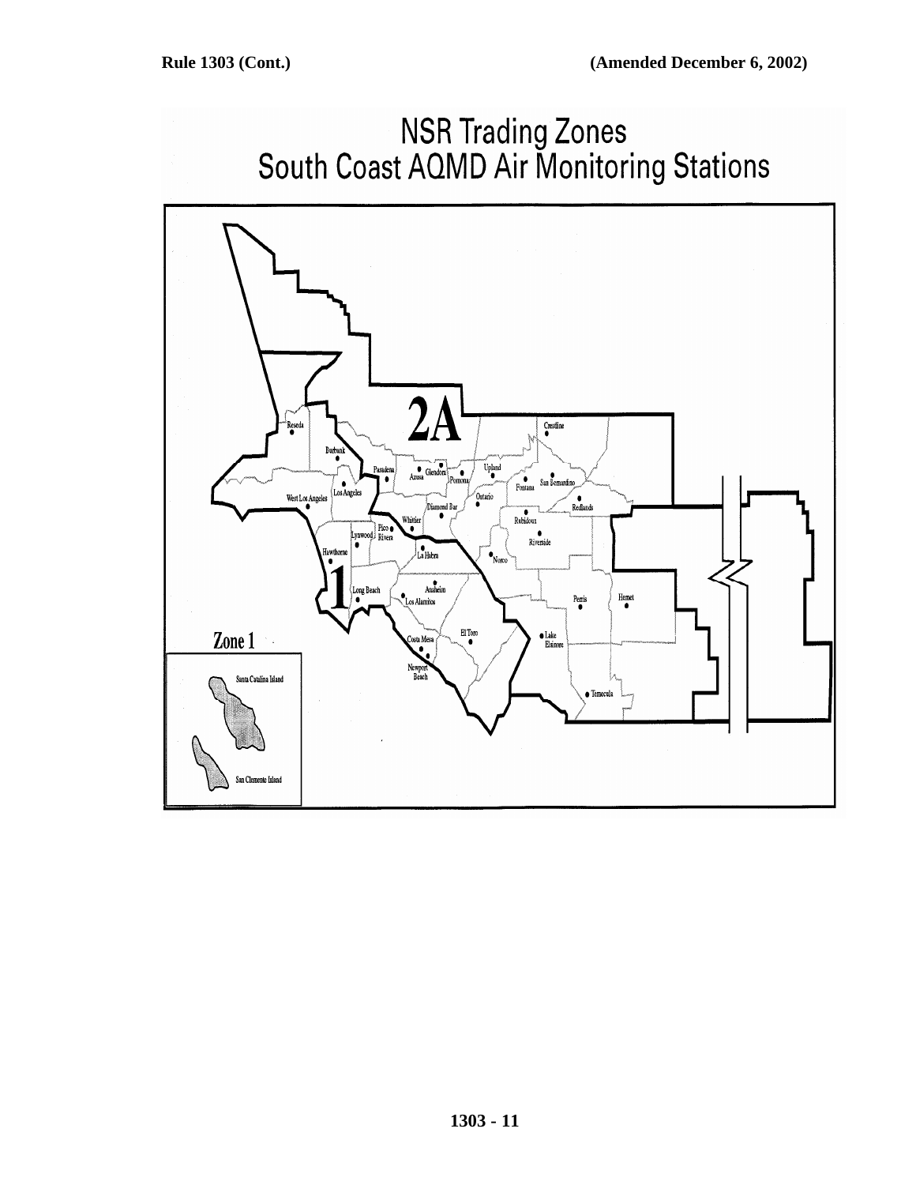# NSR Trading Zones
## South Coast AQMD Air Monitoring Stations

2A

Reseda, Burbank, Pasadena, Glendora, Azusa, Pomona, Upland, Crestline, San Bernardino, Fontana, Ontario, Redlands, Los Angeles, West Los Angeles, Diamond Bar, Whittier, Rubidoux, Pico Rivera, Lynwood, Riverside, Hawthorne, La Habra, Norco, Anaheim, Long Beach, Los Alamitos, Perris, Hemet, El Toro, Costa Mesa, Lake Elsinore, Newport Beach, Temecula

1

Zone 1

Santa Catalina Island

San Clemente Island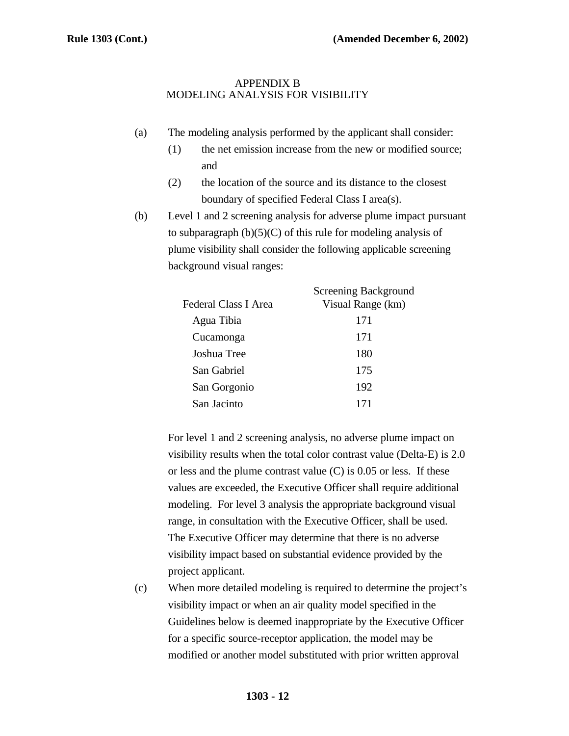## APPENDIX B
## MODELING ANALYSIS FOR VISIBILITY

(a) The modeling analysis performed by the applicant shall consider:

(1) the net emission increase from the new or modified source; and

(2) the location of the source and its distance to the closest boundary of specified Federal Class I area(s).

(b) Level 1 and 2 screening analysis for adverse plume impact pursuant to subparagraph (b)(5)(C) of this rule for modeling analysis of plume visibility shall consider the following applicable screening background visual ranges:

| Federal Class I Area | Screening Background Visual Range (km) |
|---|---|
| Agua Tibia | 171 |
| Cucamonga | 171 |
| Joshua Tree | 180 |
| San Gabriel | 175 |
| San Gorgonio | 192 |
| San Jacinto | 171 |

For level 1 and 2 screening analysis, no adverse plume impact on visibility results when the total color contrast value (Delta-E) is 2.0 or less and the plume contrast value (C) is 0.05 or less. If these values are exceeded, the Executive Officer shall require additional modeling. For level 3 analysis the appropriate background visual range, in consultation with the Executive Officer, shall be used. The Executive Officer may determine that there is no adverse visibility impact based on substantial evidence provided by the project applicant.

(c) When more detailed modeling is required to determine the project's visibility impact or when an air quality model specified in the Guidelines below is deemed inappropriate by the Executive Officer for a specific source-receptor application, the model may be modified or another model substituted with prior written approval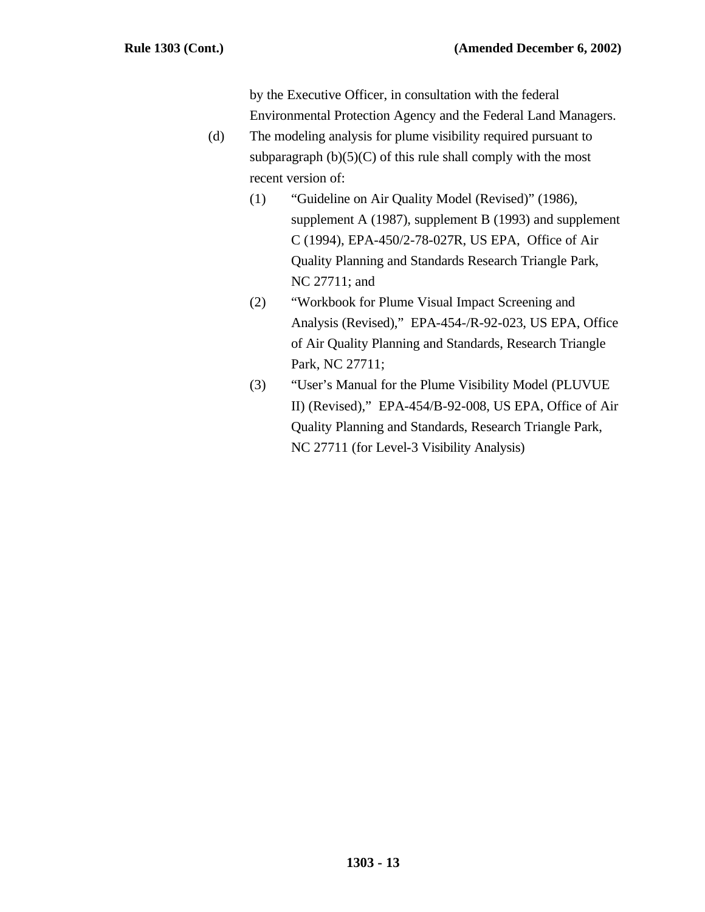by the Executive Officer, in consultation with the federal Environmental Protection Agency and the Federal Land Managers.

(d) The modeling analysis for plume visibility required pursuant to subparagraph (b)(5)(C) of this rule shall comply with the most recent version of:

(1) "Guideline on Air Quality Model (Revised)" (1986), supplement A (1987), supplement B (1993) and supplement C (1994), EPA-450/2-78-027R, US EPA, Office of Air Quality Planning and Standards Research Triangle Park, NC 27711; and

(2) "Workbook for Plume Visual Impact Screening and Analysis (Revised)," EPA-454-/R-92-023, US EPA, Office of Air Quality Planning and Standards, Research Triangle Park, NC 27711;

(3) "User's Manual for the Plume Visibility Model (PLUVUE II) (Revised)," EPA-454/B-92-008, US EPA, Office of Air Quality Planning and Standards, Research Triangle Park, NC 27711 (for Level-3 Visibility Analysis)